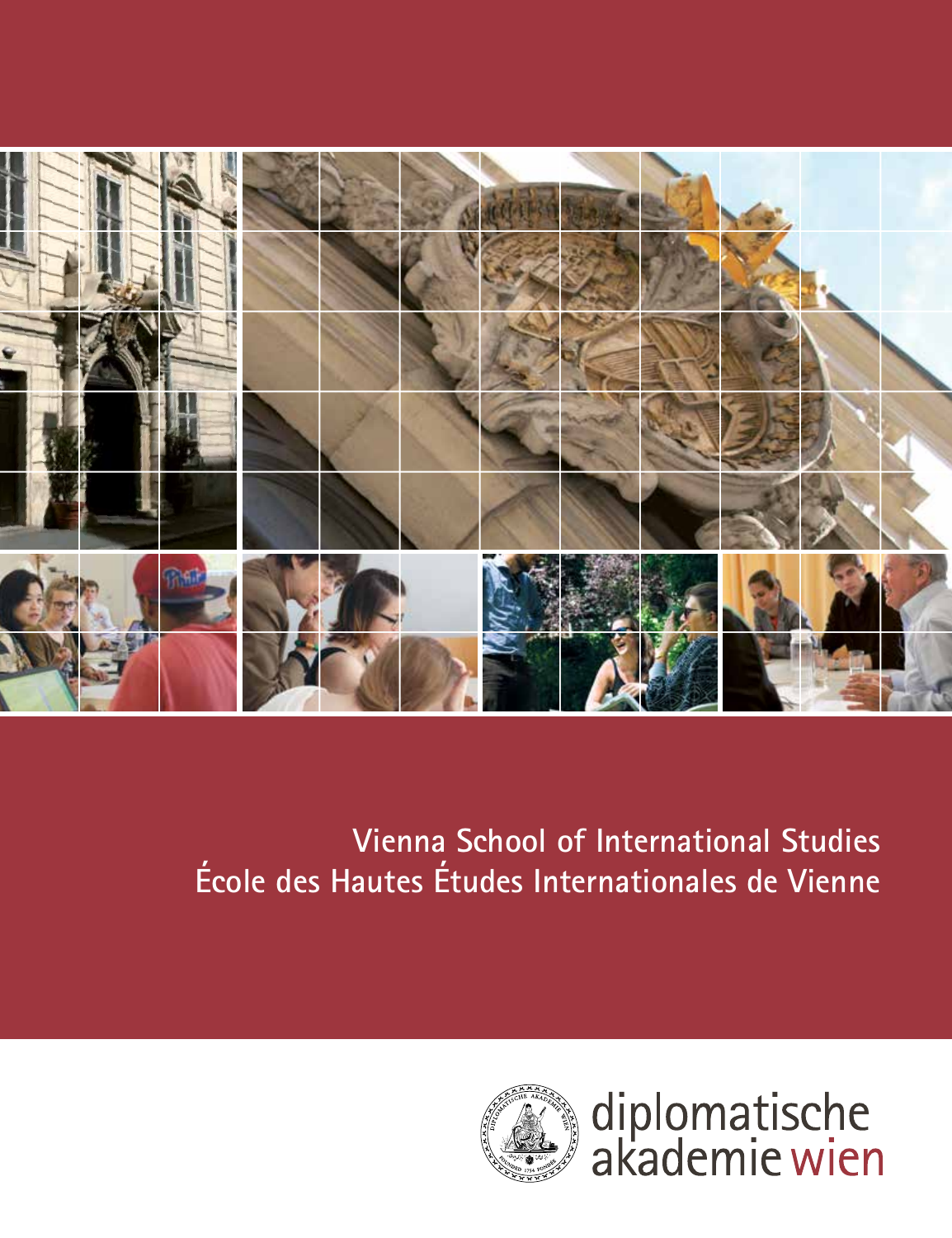# Vienna School of International Studies
# École des Hautes Études Internationales de Vienne

diplomatische akademie wien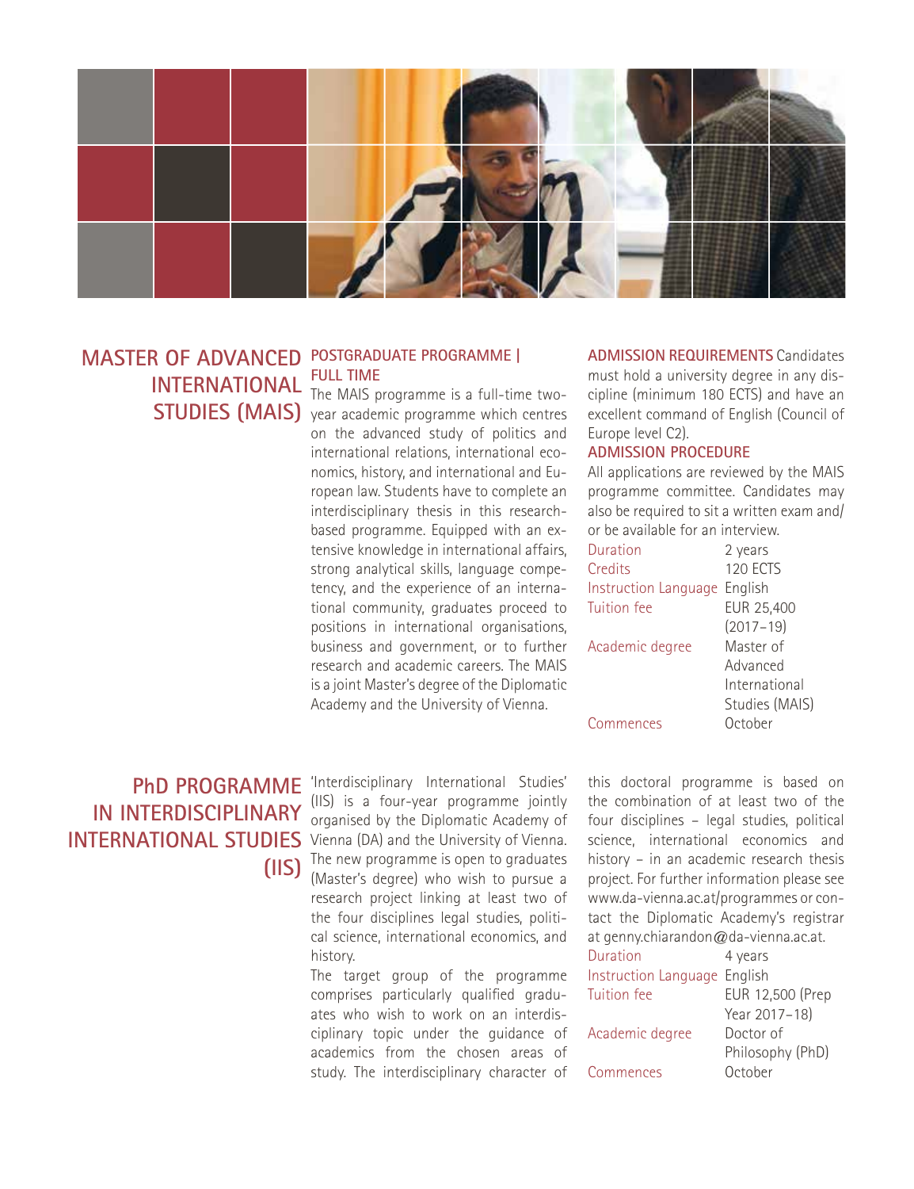## MASTER OF ADVANCED INTERNATIONAL STUDIES (MAIS)

### POSTGRADUATE PROGRAMME | FULL TIME

The MAIS programme is a full-time two-year academic programme which centres on the advanced study of politics and international relations, international economics, history, and international and European law. Students have to complete an interdisciplinary thesis in this research-based programme. Equipped with an extensive knowledge in international affairs, strong analytical skills, language competency, and the experience of an international community, graduates proceed to positions in international organisations, business and government, or to further research and academic careers. The MAIS is a joint Master's degree of the Diplomatic Academy and the University of Vienna.

**ADMISSION REQUIREMENTS** Candidates must hold a university degree in any discipline (minimum 180 ECTS) and have an excellent command of English (Council of Europe level C2).

**ADMISSION PROCEDURE**

All applications are reviewed by the MAIS programme committee. Candidates may also be required to sit a written exam and/or be available for an interview.

| | |
|---|---|
| Duration | 2 years |
| Credits | 120 ECTS |
| Instruction Language | English |
| Tuition fee | EUR 25,400 (2017–19) |
| Academic degree | Master of Advanced International Studies (MAIS) |
| Commences | October |

## PhD PROGRAMME IN INTERDISCIPLINARY INTERNATIONAL STUDIES (IIS)

'Interdisciplinary International Studies' (IIS) is a four-year programme jointly organised by the Diplomatic Academy of Vienna (DA) and the University of Vienna. The new programme is open to graduates (Master's degree) who wish to pursue a research project linking at least two of the four disciplines legal studies, political science, international economics, and history.

The target group of the programme comprises particularly qualified graduates who wish to work on an interdisciplinary topic under the guidance of academics from the chosen areas of study. The interdisciplinary character of this doctoral programme is based on the combination of at least two of the four disciplines – legal studies, political science, international economics and history – in an academic research thesis project. For further information please see www.da-vienna.ac.at/programmes or contact the Diplomatic Academy's registrar at genny.chiarandon@da-vienna.ac.at.

| | |
|---|---|
| Duration | 4 years |
| Instruction Language | English |
| Tuition fee | EUR 12,500 (Prep Year 2017–18) |
| Academic degree | Doctor of Philosophy (PhD) |
| Commences | October |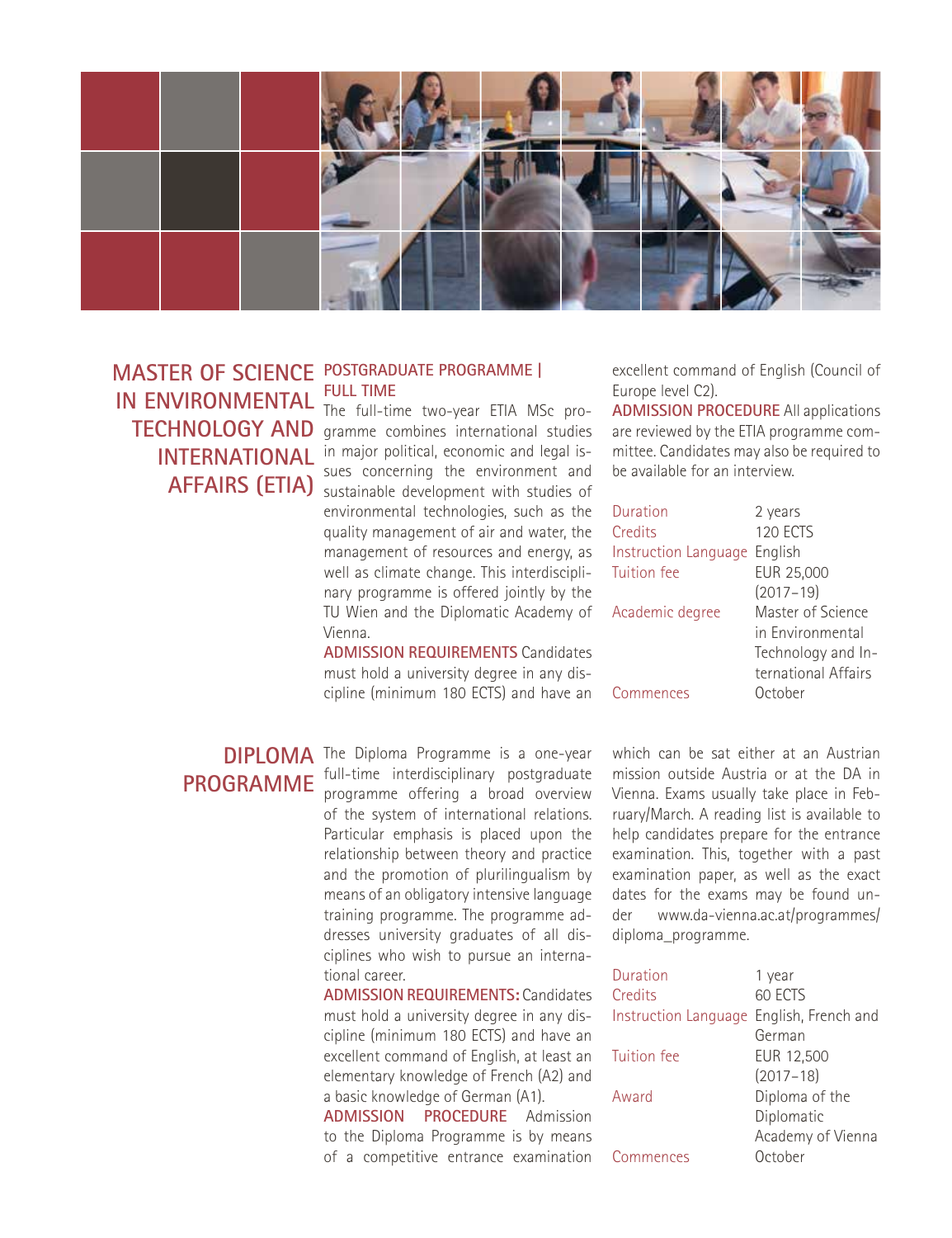## MASTER OF SCIENCE IN ENVIRONMENTAL TECHNOLOGY AND INTERNATIONAL AFFAIRS (ETIA)

**POSTGRADUATE PROGRAMME | FULL TIME**

The full-time two-year ETIA MSc programme combines international studies in major political, economic and legal issues concerning the environment and sustainable development with studies of environmental technologies, such as the quality management of air and water, the management of resources and energy, as well as climate change. This interdisciplinary programme is offered jointly by the TU Wien and the Diplomatic Academy of Vienna.

**ADMISSION REQUIREMENTS** Candidates must hold a university degree in any discipline (minimum 180 ECTS) and have an excellent command of English (Council of Europe level C2).

**ADMISSION PROCEDURE** All applications are reviewed by the ETIA programme committee. Candidates may also be required to be available for an interview.

| | |
|---|---|
| Duration | 2 years |
| Credits | 120 ECTS |
| Instruction Language | English |
| Tuition fee | EUR 25,000 (2017–19) |
| Academic degree | Master of Science in Environmental Technology and International Affairs |
| Commences | October |

## DIPLOMA PROGRAMME

The Diploma Programme is a one-year full-time interdisciplinary postgraduate programme offering a broad overview of the system of international relations. Particular emphasis is placed upon the relationship between theory and practice and the promotion of plurilingualism by means of an obligatory intensive language training programme. The programme addresses university graduates of all disciplines who wish to pursue an international career.

**ADMISSION REQUIREMENTS:** Candidates must hold a university degree in any discipline (minimum 180 ECTS) and have an excellent command of English, at least an elementary knowledge of French (A2) and a basic knowledge of German (A1).

**ADMISSION PROCEDURE** Admission to the Diploma Programme is by means of a competitive entrance examination which can be sat either at an Austrian mission outside Austria or at the DA in Vienna. Exams usually take place in February/March. A reading list is available to help candidates prepare for the entrance examination. This, together with a past examination paper, as well as the exact dates for the exams may be found under www.da-vienna.ac.at/programmes/diploma_programme.

| | |
|---|---|
| Duration | 1 year |
| Credits | 60 ECTS |
| Instruction Language | English, French and German |
| Tuition fee | EUR 12,500 (2017–18) |
| Award | Diploma of the Diplomatic Academy of Vienna |
| Commences | October |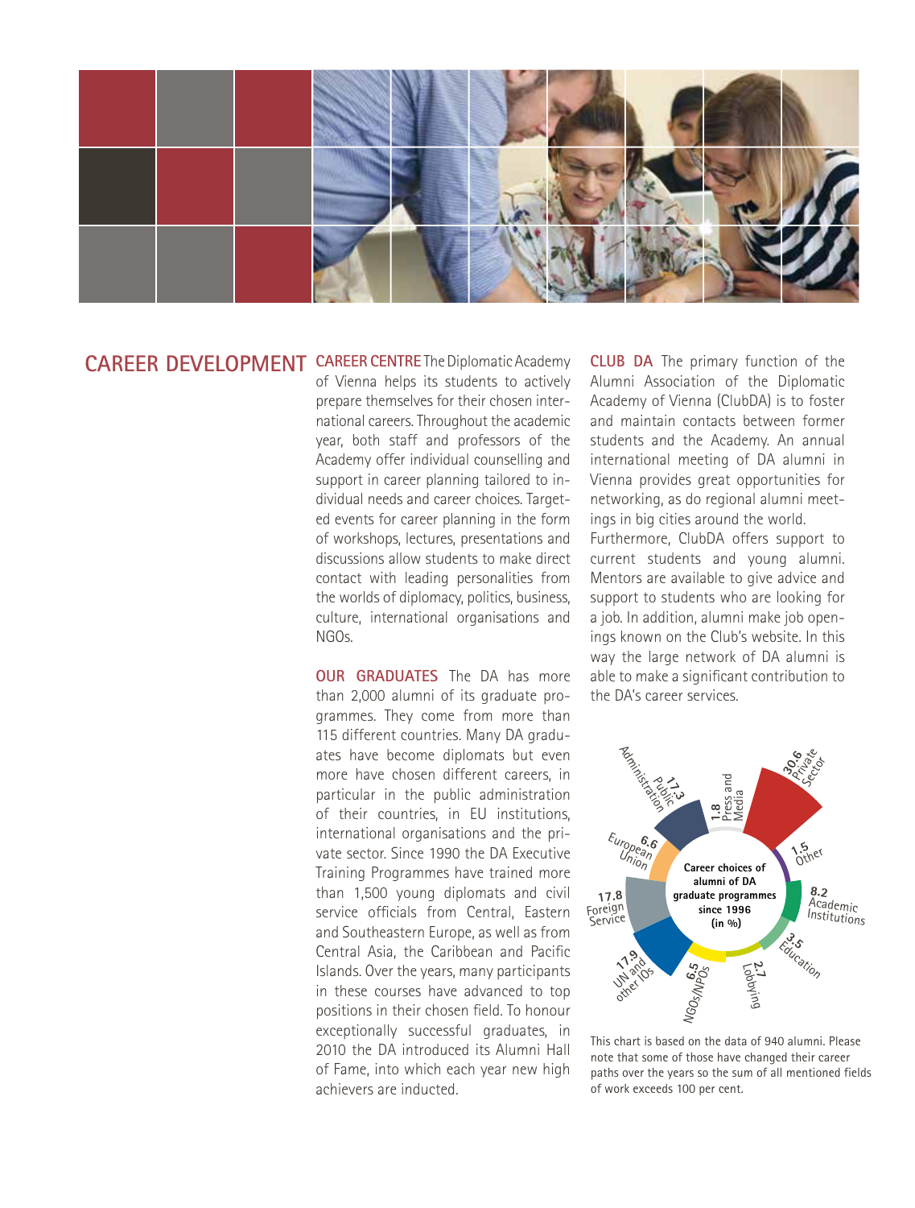## CAREER DEVELOPMENT

**CAREER CENTRE** The Diplomatic Academy of Vienna helps its students to actively prepare themselves for their chosen international careers. Throughout the academic year, both staff and professors of the Academy offer individual counselling and support in career planning tailored to individual needs and career choices. Targeted events for career planning in the form of workshops, lectures, presentations and discussions allow students to make direct contact with leading personalities from the worlds of diplomacy, politics, business, culture, international organisations and NGOs.

**OUR GRADUATES** The DA has more than 2,000 alumni of its graduate programmes. They come from more than 115 different countries. Many DA graduates have become diplomats but even more have chosen different careers, in particular in the public administration of their countries, in EU institutions, international organisations and the private sector. Since 1990 the DA Executive Training Programmes have trained more than 1,500 young diplomats and civil service officials from Central, Eastern and Southeastern Europe, as well as from Central Asia, the Caribbean and Pacific Islands. Over the years, many participants in these courses have advanced to top positions in their chosen field. To honour exceptionally successful graduates, in 2010 the DA introduced its Alumni Hall of Fame, into which each year new high achievers are inducted.

**CLUB DA** The primary function of the Alumni Association of the Diplomatic Academy of Vienna (ClubDA) is to foster and maintain contacts between former students and the Academy. An annual international meeting of DA alumni in Vienna provides great opportunities for networking, as do regional alumni meetings in big cities around the world.
Furthermore, ClubDA offers support to current students and young alumni. Mentors are available to give advice and support to students who are looking for a job. In addition, alumni make job openings known on the Club's website. In this way the large network of DA alumni is able to make a significant contribution to the DA's career services.

**Career choices of alumni of DA graduate programmes since 1996 (in %)**

| Field | % |
| --- | --- |
| Private Sector | 30.6 |
| Other | 1.5 |
| Academic Institutions | 8.2 |
| Education | 3.5 |
| Lobbying | 2.7 |
| NGOs/NPOs | 6.5 |
| UN and other IOs | 17.9 |
| Foreign Service | 17.8 |
| European Union | 6.6 |
| Public Administration | 17.3 |
| Press and Media | 1.8 |

This chart is based on the data of 940 alumni. Please note that some of those have changed their career paths over the years so the sum of all mentioned fields of work exceeds 100 per cent.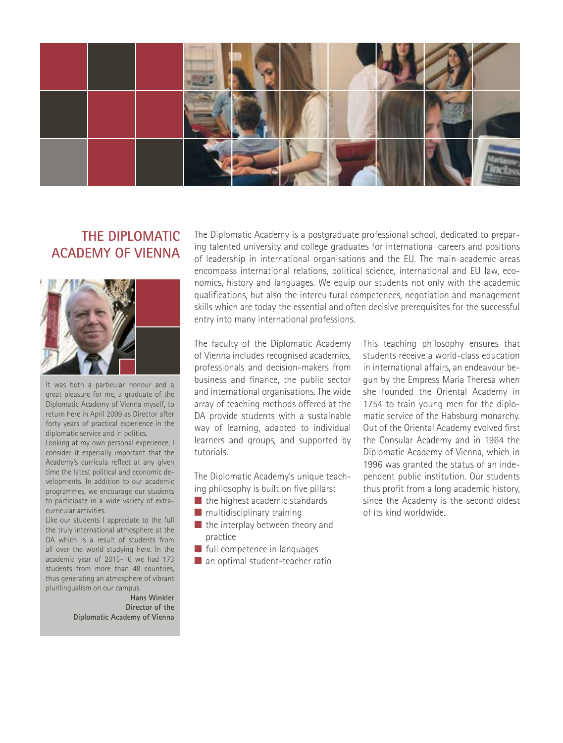# THE DIPLOMATIC ACADEMY OF VIENNA

It was both a particular honour and a great pleasure for me, a graduate of the Diplomatic Academy of Vienna myself, to return here in April 2009 as Director after forty years of practical experience in the diplomatic service and in politics.

Looking at my own personal experience, I consider it especially important that the Academy's curricula reflect at any given time the latest political and economic developments. In addition to our academic programmes, we encourage our students to participate in a wide variety of extra-curricular activities.

Like our students I appreciate to the full the truly international atmosphere at the DA which is a result of students from all over the world studying here. In the academic year of 2015–16 we had 173 students from more than 48 countries, thus generating an atmosphere of vibrant plurilingualism on our campus.

**Hans Winkler**
**Director of the Diplomatic Academy of Vienna**

The Diplomatic Academy is a postgraduate professional school, dedicated to preparing talented university and college graduates for international careers and positions of leadership in international organisations and the EU. The main academic areas encompass international relations, political science, international and EU law, economics, history and languages. We equip our students not only with the academic qualifications, but also the intercultural competences, negotiation and management skills which are today the essential and often decisive prerequisites for the successful entry into many international professions.

The faculty of the Diplomatic Academy of Vienna includes recognised academics, professionals and decision-makers from business and finance, the public sector and international organisations. The wide array of teaching methods offered at the DA provide students with a sustainable way of learning, adapted to individual learners and groups, and supported by tutorials.

The Diplomatic Academy's unique teaching philosophy is built on five pillars:

- the highest academic standards
- multidisciplinary training
- the interplay between theory and practice
- full competence in languages
- an optimal student-teacher ratio

This teaching philosophy ensures that students receive a world-class education in international affairs, an endeavour begun by the Empress Maria Theresa when she founded the Oriental Academy in 1754 to train young men for the diplomatic service of the Habsburg monarchy. Out of the Oriental Academy evolved first the Consular Academy and in 1964 the Diplomatic Academy of Vienna, which in 1996 was granted the status of an independent public institution. Our students thus profit from a long academic history, since the Academy is the second oldest of its kind worldwide.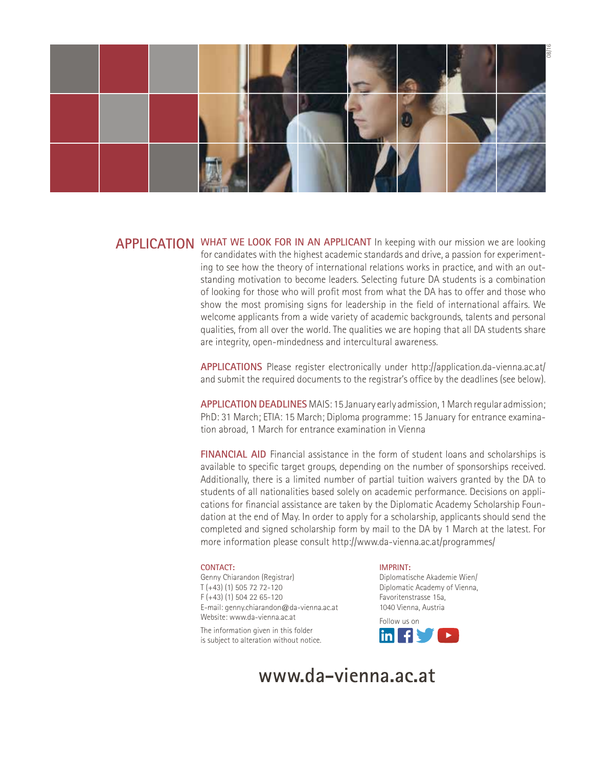# APPLICATION

**WHAT WE LOOK FOR IN AN APPLICANT** In keeping with our mission we are looking for candidates with the highest academic standards and drive, a passion for experimenting to see how the theory of international relations works in practice, and with an outstanding motivation to become leaders. Selecting future DA students is a combination of looking for those who will profit most from what the DA has to offer and those who show the most promising signs for leadership in the field of international affairs. We welcome applicants from a wide variety of academic backgrounds, talents and personal qualities, from all over the world. The qualities we are hoping that all DA students share are integrity, open-mindedness and intercultural awareness.

**APPLICATIONS** Please register electronically under http://application.da-vienna.ac.at/ and submit the required documents to the registrar's office by the deadlines (see below).

**APPLICATION DEADLINES** MAIS: 15 January early admission, 1 March regular admission; PhD: 31 March; ETIA: 15 March; Diploma programme: 15 January for entrance examination abroad, 1 March for entrance examination in Vienna

**FINANCIAL AID** Financial assistance in the form of student loans and scholarships is available to specific target groups, depending on the number of sponsorships received. Additionally, there is a limited number of partial tuition waivers granted by the DA to students of all nationalities based solely on academic performance. Decisions on applications for financial assistance are taken by the Diplomatic Academy Scholarship Foundation at the end of May. In order to apply for a scholarship, applicants should send the completed and signed scholarship form by mail to the DA by 1 March at the latest. For more information please consult http://www.da-vienna.ac.at/programmes/

**CONTACT:**
Genny Chiarandon (Registrar)
T (+43) (1) 505 72 72-120
F (+43) (1) 504 22 65-120
E-mail: genny.chiarandon@da-vienna.ac.at
Website: www.da-vienna.ac.at

The information given in this folder is subject to alteration without notice.

**IMPRINT:**
Diplomatische Akademie Wien/
Diplomatic Academy of Vienna,
Favoritenstrasse 15a,
1040 Vienna, Austria

Follow us on

**www.da-vienna.ac.at**